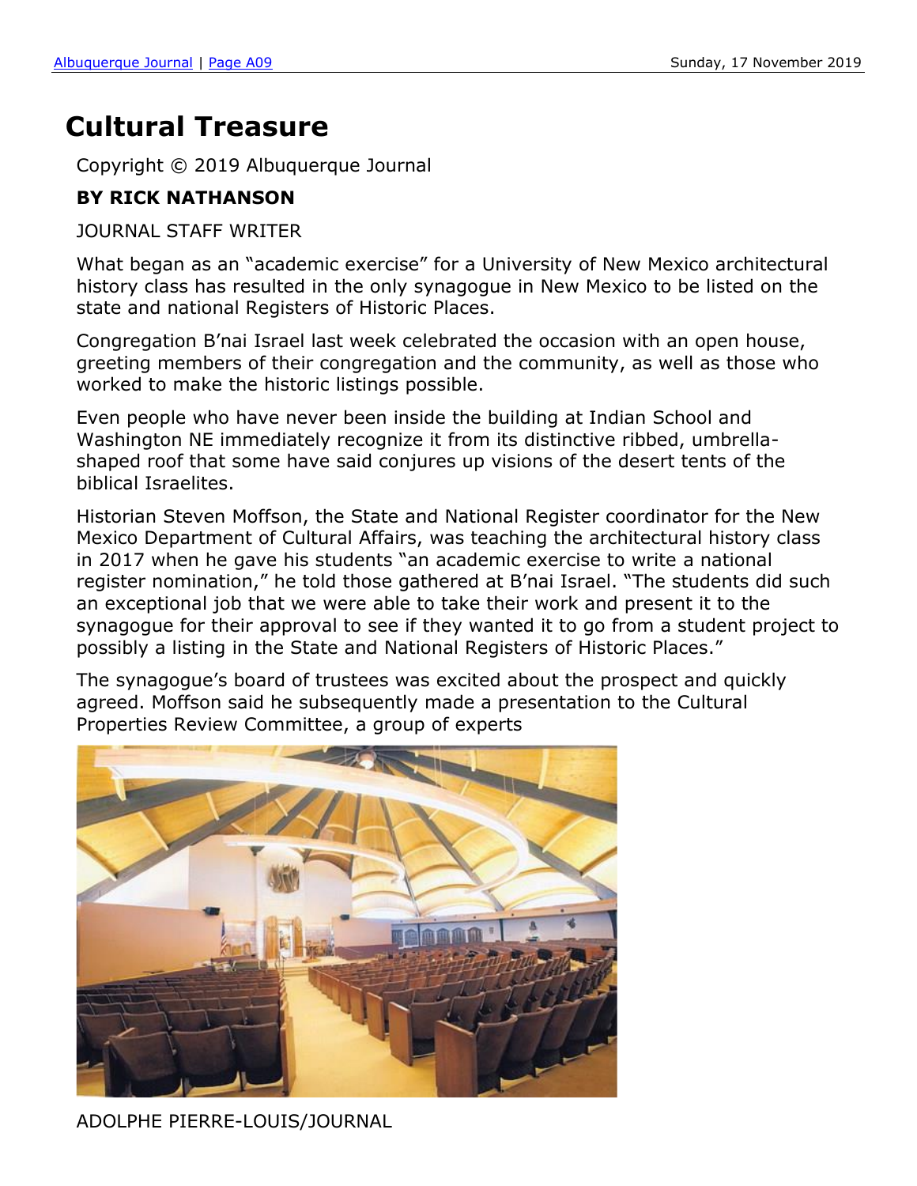# Cultural Treasure

Copyright © 2019 Albuquerque Journal

**BY RICK NATHANSON**

JOURNAL STAFF WRITER

What began as an "academic exercise" for a University of New Mexico architectural history class has resulted in the only synagogue in New Mexico to be listed on the state and national Registers of Historic Places.

Congregation B'nai Israel last week celebrated the occasion with an open house, greeting members of their congregation and the community, as well as those who worked to make the historic listings possible.

Even people who have never been inside the building at Indian School and Washington NE immediately recognize it from its distinctive ribbed, umbrella-shaped roof that some have said conjures up visions of the desert tents of the biblical Israelites.

Historian Steven Moffson, the State and National Register coordinator for the New Mexico Department of Cultural Affairs, was teaching the architectural history class in 2017 when he gave his students "an academic exercise to write a national register nomination," he told those gathered at B'nai Israel. "The students did such an exceptional job that we were able to take their work and present it to the synagogue for their approval to see if they wanted it to go from a student project to possibly a listing in the State and National Registers of Historic Places."

The synagogue's board of trustees was excited about the prospect and quickly agreed. Moffson said he subsequently made a presentation to the Cultural Properties Review Committee, a group of experts

ADOLPHE PIERRE-LOUIS/JOURNAL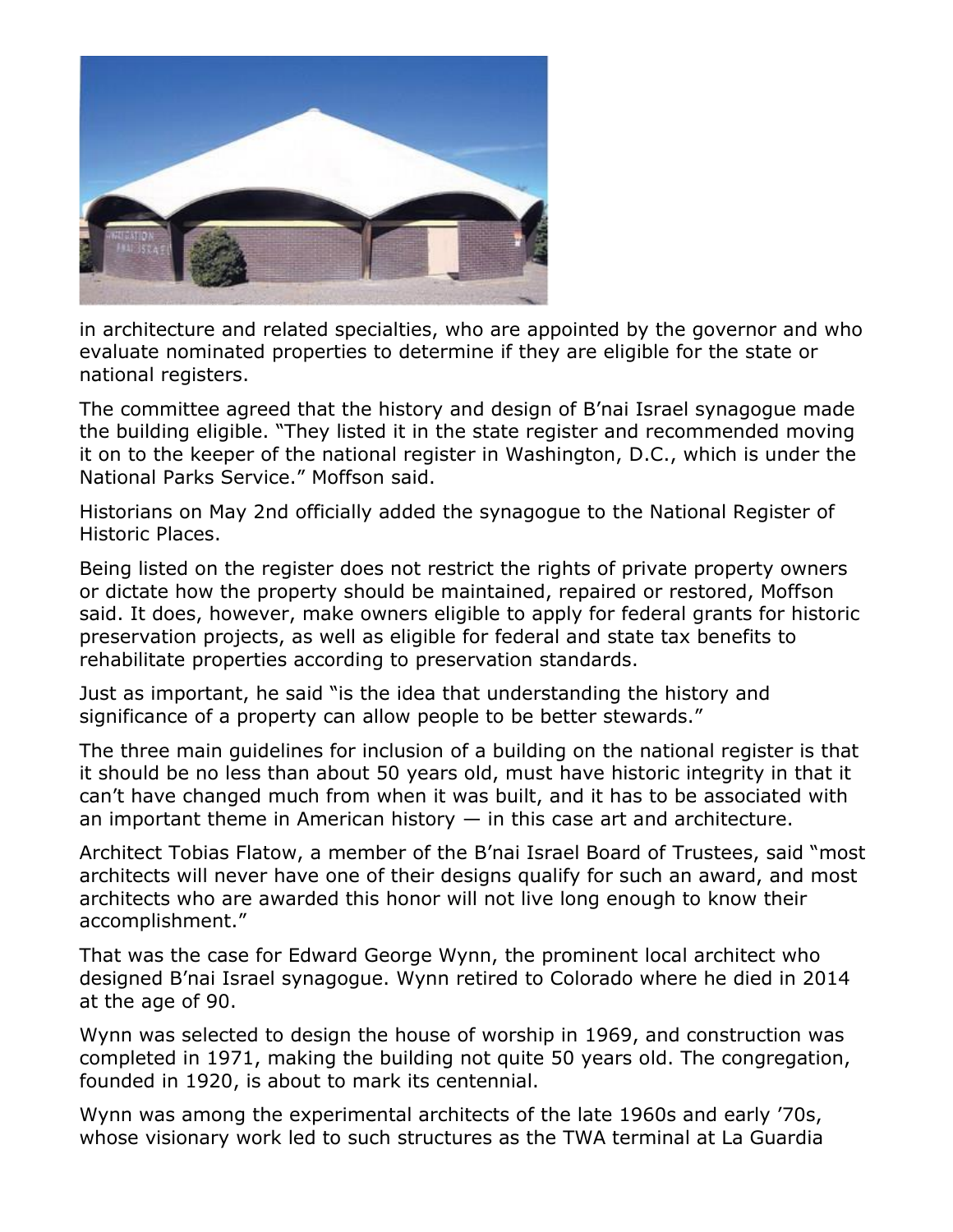in architecture and related specialties, who are appointed by the governor and who evaluate nominated properties to determine if they are eligible for the state or national registers.

The committee agreed that the history and design of B'nai Israel synagogue made the building eligible. "They listed it in the state register and recommended moving it on to the keeper of the national register in Washington, D.C., which is under the National Parks Service." Moffson said.

Historians on May 2nd officially added the synagogue to the National Register of Historic Places.

Being listed on the register does not restrict the rights of private property owners or dictate how the property should be maintained, repaired or restored, Moffson said. It does, however, make owners eligible to apply for federal grants for historic preservation projects, as well as eligible for federal and state tax benefits to rehabilitate properties according to preservation standards.

Just as important, he said "is the idea that understanding the history and significance of a property can allow people to be better stewards."

The three main guidelines for inclusion of a building on the national register is that it should be no less than about 50 years old, must have historic integrity in that it can't have changed much from when it was built, and it has to be associated with an important theme in American history — in this case art and architecture.

Architect Tobias Flatow, a member of the B'nai Israel Board of Trustees, said "most architects will never have one of their designs qualify for such an award, and most architects who are awarded this honor will not live long enough to know their accomplishment."

That was the case for Edward George Wynn, the prominent local architect who designed B'nai Israel synagogue. Wynn retired to Colorado where he died in 2014 at the age of 90.

Wynn was selected to design the house of worship in 1969, and construction was completed in 1971, making the building not quite 50 years old. The congregation, founded in 1920, is about to mark its centennial.

Wynn was among the experimental architects of the late 1960s and early '70s, whose visionary work led to such structures as the TWA terminal at La Guardia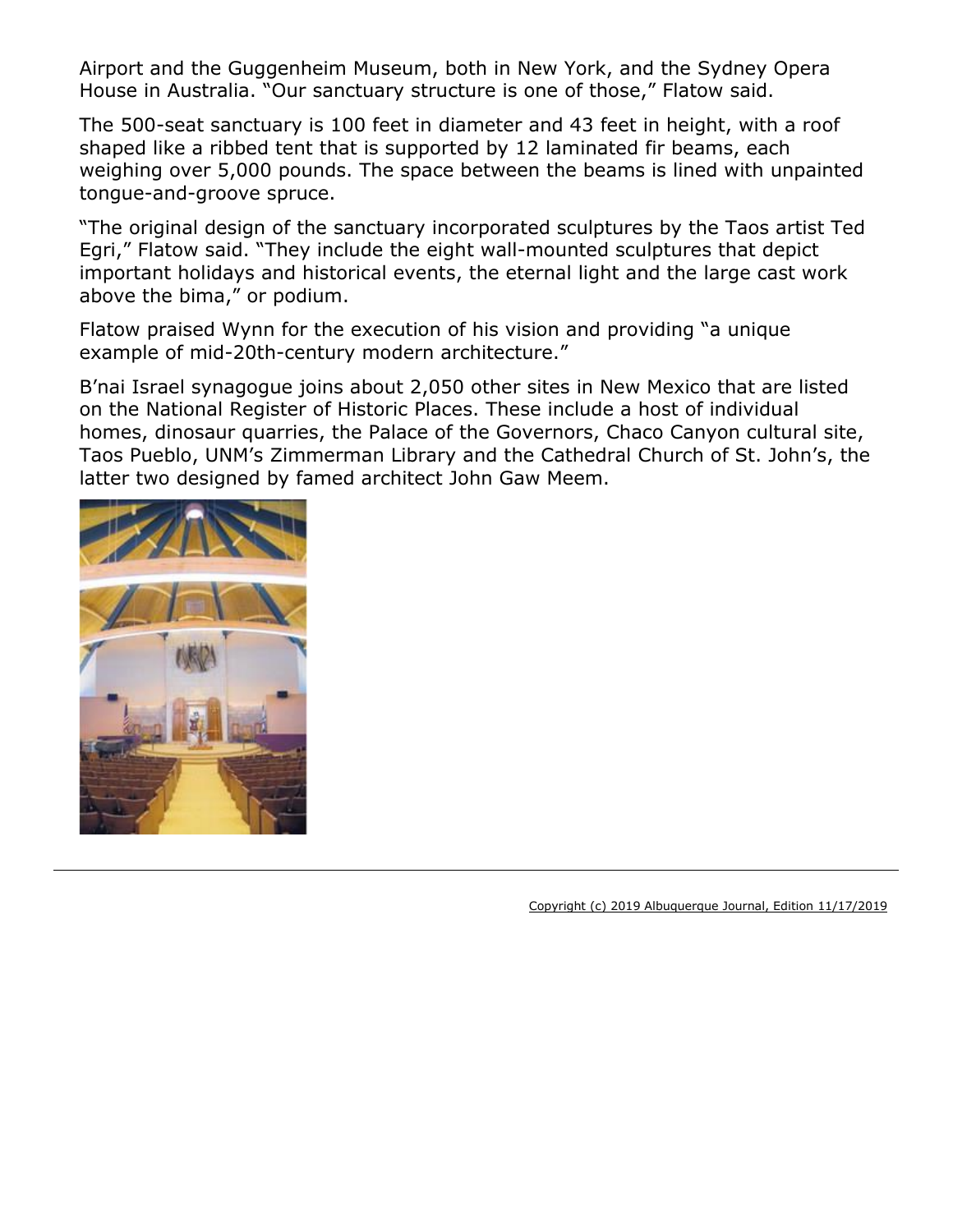Airport and the Guggenheim Museum, both in New York, and the Sydney Opera House in Australia. "Our sanctuary structure is one of those," Flatow said.

The 500-seat sanctuary is 100 feet in diameter and 43 feet in height, with a roof shaped like a ribbed tent that is supported by 12 laminated fir beams, each weighing over 5,000 pounds. The space between the beams is lined with unpainted tongue-and-groove spruce.

"The original design of the sanctuary incorporated sculptures by the Taos artist Ted Egri," Flatow said. "They include the eight wall-mounted sculptures that depict important holidays and historical events, the eternal light and the large cast work above the bima," or podium.

Flatow praised Wynn for the execution of his vision and providing "a unique example of mid-20th-century modern architecture."

B'nai Israel synagogue joins about 2,050 other sites in New Mexico that are listed on the National Register of Historic Places. These include a host of individual homes, dinosaur quarries, the Palace of the Governors, Chaco Canyon cultural site, Taos Pueblo, UNM's Zimmerman Library and the Cathedral Church of St. John's, the latter two designed by famed architect John Gaw Meem.

Copyright (c) 2019 Albuquerque Journal, Edition 11/17/2019